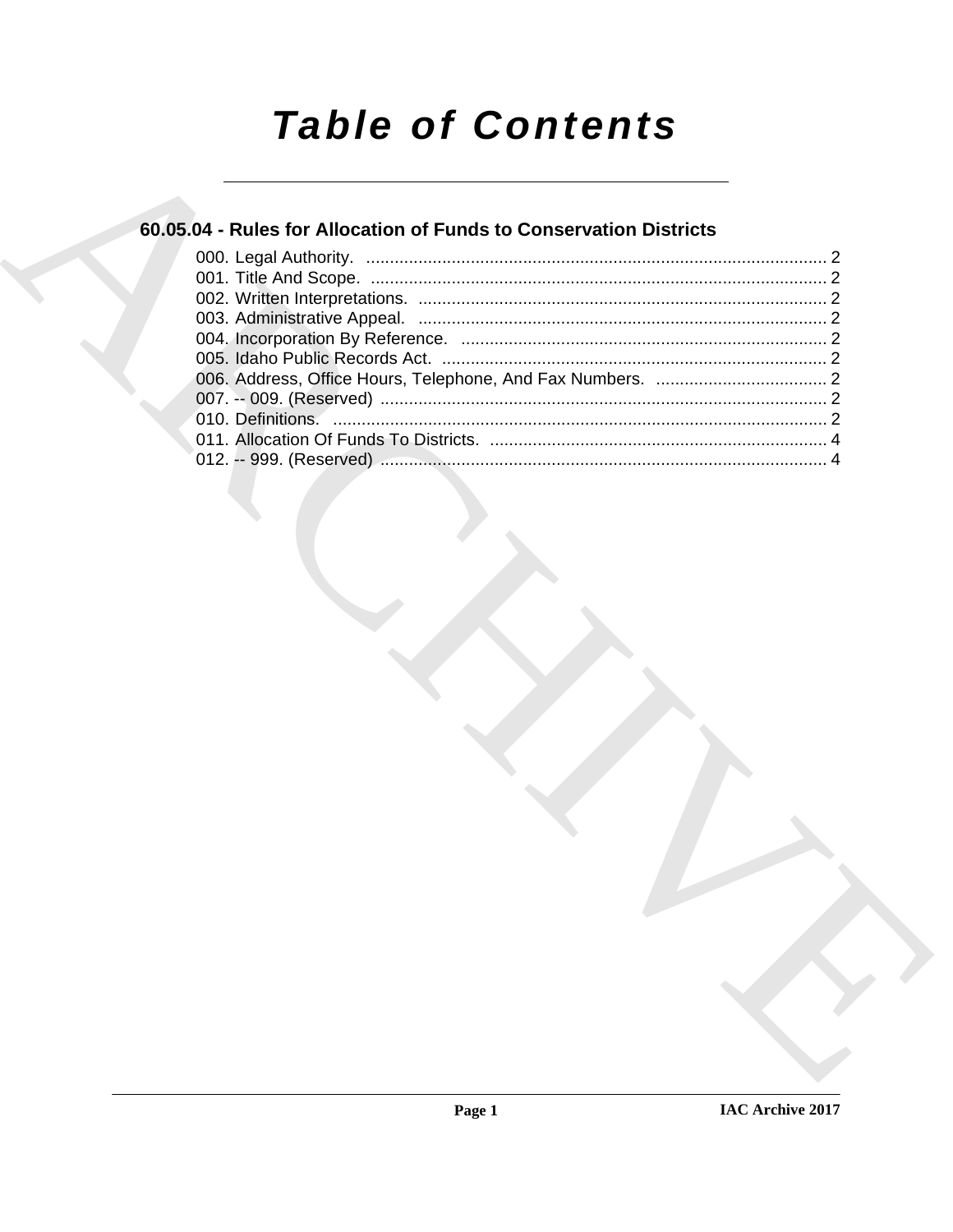# Table of Contents

## 60.05.04 - Rules for Allocation of Funds to Conservation Districts

000. Legal Authority. ..... 2
001. Title And Scope. ..... 2
002. Written Interpretations. ..... 2
003. Administrative Appeal. ..... 2
004. Incorporation By Reference. ..... 2
005. Idaho Public Records Act. ..... 2
006. Address, Office Hours, Telephone, And Fax Numbers. ..... 2
007. -- 009. (Reserved) ..... 2
010. Definitions. ..... 2
011. Allocation Of Funds To Districts. ..... 4
012. -- 999. (Reserved) ..... 4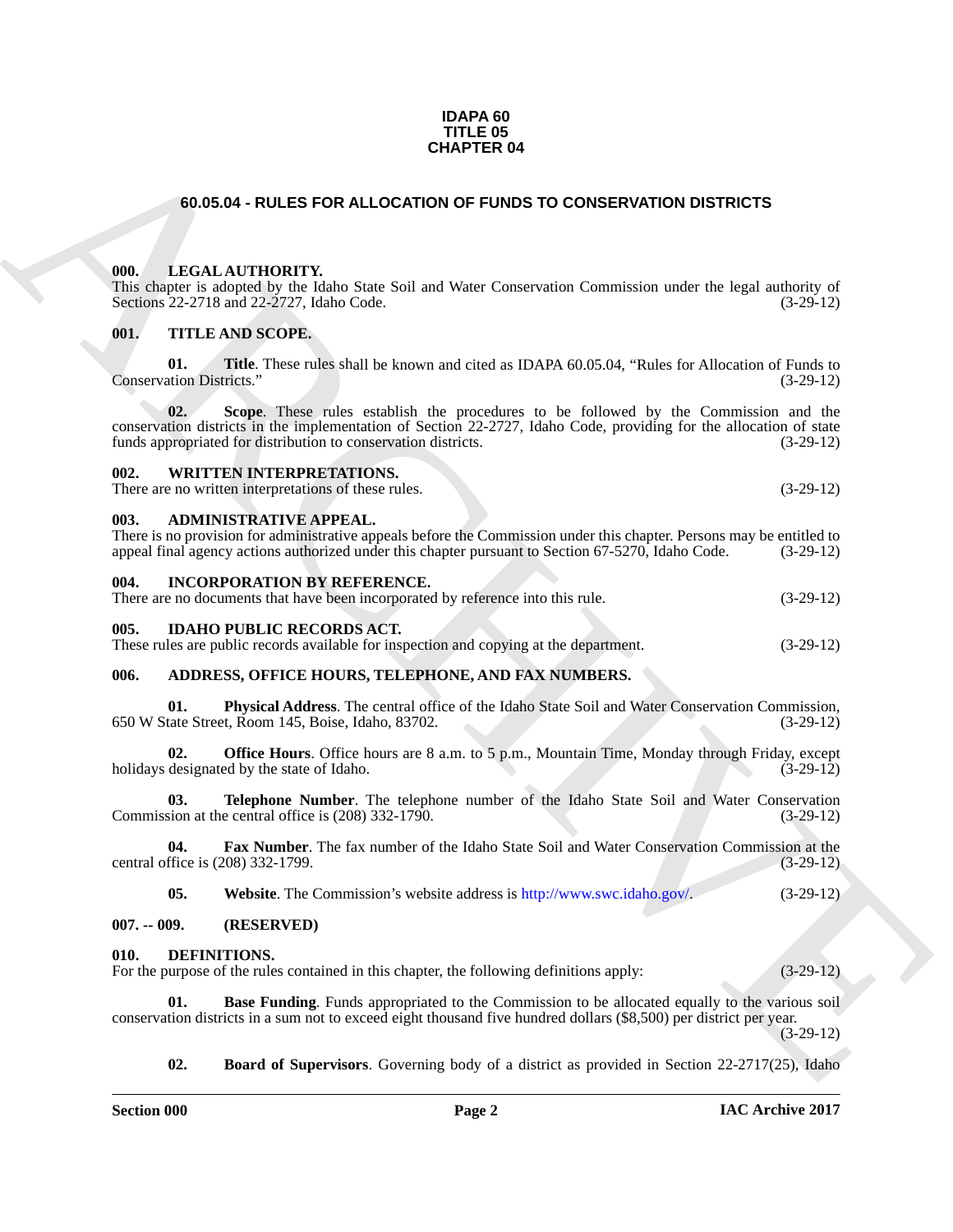**IDAPA 60**
**TITLE 05**
**CHAPTER 04**

# 60.05.04 - RULES FOR ALLOCATION OF FUNDS TO CONSERVATION DISTRICTS

### 000. LEGAL AUTHORITY.

This chapter is adopted by the Idaho State Soil and Water Conservation Commission under the legal authority of Sections 22-2718 and 22-2727, Idaho Code. (3-29-12)

### 001. TITLE AND SCOPE.

**01. Title**. These rules shall be known and cited as IDAPA 60.05.04, "Rules for Allocation of Funds to Conservation Districts." (3-29-12)

**02. Scope**. These rules establish the procedures to be followed by the Commission and the conservation districts in the implementation of Section 22-2727, Idaho Code, providing for the allocation of state funds appropriated for distribution to conservation districts. (3-29-12)

### 002. WRITTEN INTERPRETATIONS.

There are no written interpretations of these rules. (3-29-12)

### 003. ADMINISTRATIVE APPEAL.

There is no provision for administrative appeals before the Commission under this chapter. Persons may be entitled to appeal final agency actions authorized under this chapter pursuant to Section 67-5270, Idaho Code. (3-29-12)

### 004. INCORPORATION BY REFERENCE.

There are no documents that have been incorporated by reference into this rule. (3-29-12)

### 005. IDAHO PUBLIC RECORDS ACT.

These rules are public records available for inspection and copying at the department. (3-29-12)

### 006. ADDRESS, OFFICE HOURS, TELEPHONE, AND FAX NUMBERS.

**01. Physical Address**. The central office of the Idaho State Soil and Water Conservation Commission, 650 W State Street, Room 145, Boise, Idaho, 83702. (3-29-12)

**02. Office Hours**. Office hours are 8 a.m. to 5 p.m., Mountain Time, Monday through Friday, except holidays designated by the state of Idaho. (3-29-12)

**03. Telephone Number**. The telephone number of the Idaho State Soil and Water Conservation Commission at the central office is (208) 332-1790. (3-29-12)

**04. Fax Number**. The fax number of the Idaho State Soil and Water Conservation Commission at the central office is (208) 332-1799. (3-29-12)

**05. Website**. The Commission's website address is http://www.swc.idaho.gov/. (3-29-12)

### 007. -- 009. (RESERVED)

### 010. DEFINITIONS.

For the purpose of the rules contained in this chapter, the following definitions apply: (3-29-12)

**01. Base Funding**. Funds appropriated to the Commission to be allocated equally to the various soil conservation districts in a sum not to exceed eight thousand five hundred dollars ($8,500) per district per year. (3-29-12)

**02. Board of Supervisors**. Governing body of a district as provided in Section 22-2717(25), Idaho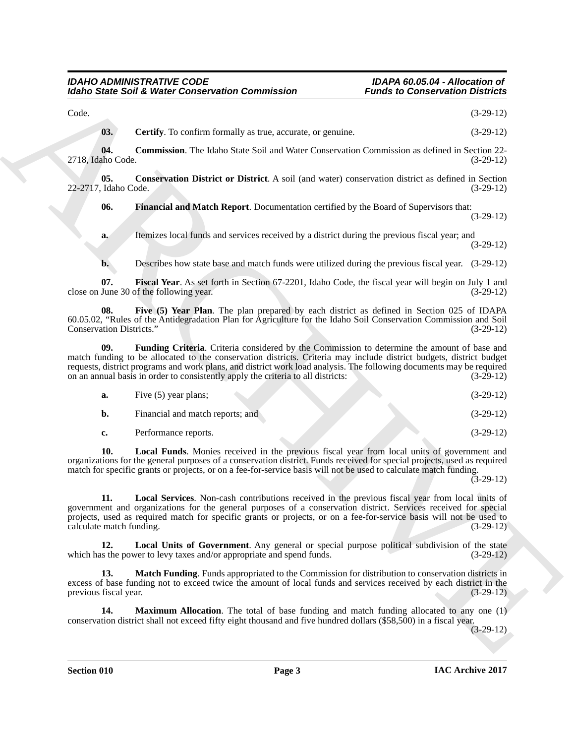Code. (3-29-12)

**03. Certify**. To confirm formally as true, accurate, or genuine. (3-29-12)

**04. Commission**. The Idaho State Soil and Water Conservation Commission as defined in Section 22-2718, Idaho Code. (3-29-12)

**05. Conservation District or District**. A soil (and water) conservation district as defined in Section 22-2717, Idaho Code. (3-29-12)

**06. Financial and Match Report**. Documentation certified by the Board of Supervisors that: (3-29-12)

**a.** Itemizes local funds and services received by a district during the previous fiscal year; and (3-29-12)

**b.** Describes how state base and match funds were utilized during the previous fiscal year. (3-29-12)

**07. Fiscal Year**. As set forth in Section 67-2201, Idaho Code, the fiscal year will begin on July 1 and close on June 30 of the following year. (3-29-12)

**08. Five (5) Year Plan**. The plan prepared by each district as defined in Section 025 of IDAPA 60.05.02, "Rules of the Antidegradation Plan for Agriculture for the Idaho Soil Conservation Commission and Soil Conservation Districts." (3-29-12)

**09. Funding Criteria**. Criteria considered by the Commission to determine the amount of base and match funding to be allocated to the conservation districts. Criteria may include district budgets, district budget requests, district programs and work plans, and district work load analysis. The following documents may be required on an annual basis in order to consistently apply the criteria to all districts: (3-29-12)

**a.** Five (5) year plans; (3-29-12)

**b.** Financial and match reports; and (3-29-12)

**c.** Performance reports. (3-29-12)

**10. Local Funds**. Monies received in the previous fiscal year from local units of government and organizations for the general purposes of a conservation district. Funds received for special projects, used as required match for specific grants or projects, or on a fee-for-service basis will not be used to calculate match funding. (3-29-12)

**11. Local Services**. Non-cash contributions received in the previous fiscal year from local units of government and organizations for the general purposes of a conservation district. Services received for special projects, used as required match for specific grants or projects, or on a fee-for-service basis will not be used to calculate match funding. (3-29-12)

**12. Local Units of Government**. Any general or special purpose political subdivision of the state which has the power to levy taxes and/or appropriate and spend funds. (3-29-12)

**13. Match Funding**. Funds appropriated to the Commission for distribution to conservation districts in excess of base funding not to exceed twice the amount of local funds and services received by each district in the previous fiscal year. (3-29-12)

**14. Maximum Allocation**. The total of base funding and match funding allocated to any one (1) conservation district shall not exceed fifty eight thousand and five hundred dollars ($58,500) in a fiscal year. (3-29-12)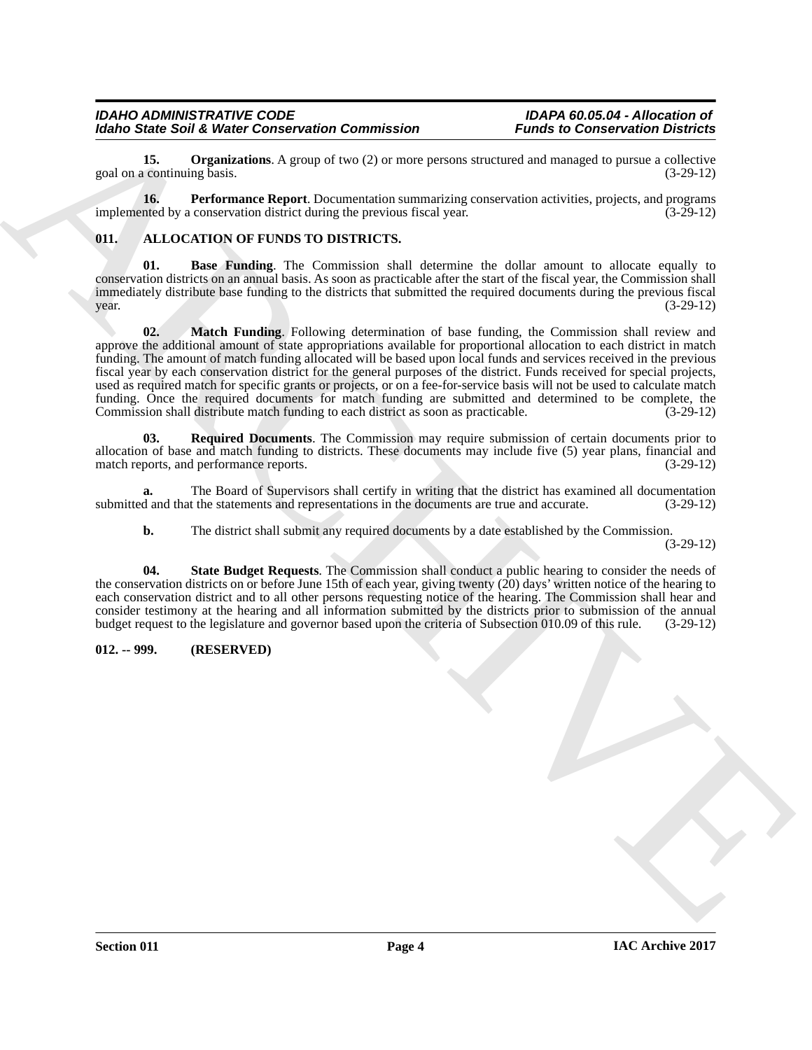**15. Organizations**. A group of two (2) or more persons structured and managed to pursue a collective goal on a continuing basis. (3-29-12)

**16. Performance Report**. Documentation summarizing conservation activities, projects, and programs implemented by a conservation district during the previous fiscal year. (3-29-12)

### 011. ALLOCATION OF FUNDS TO DISTRICTS.

**01. Base Funding**. The Commission shall determine the dollar amount to allocate equally to conservation districts on an annual basis. As soon as practicable after the start of the fiscal year, the Commission shall immediately distribute base funding to the districts that submitted the required documents during the previous fiscal year. (3-29-12)

**02. Match Funding**. Following determination of base funding, the Commission shall review and approve the additional amount of state appropriations available for proportional allocation to each district in match funding. The amount of match funding allocated will be based upon local funds and services received in the previous fiscal year by each conservation district for the general purposes of the district. Funds received for special projects, used as required match for specific grants or projects, or on a fee-for-service basis will not be used to calculate match funding. Once the required documents for match funding are submitted and determined to be complete, the Commission shall distribute match funding to each district as soon as practicable. (3-29-12)

**03. Required Documents**. The Commission may require submission of certain documents prior to allocation of base and match funding to districts. These documents may include five (5) year plans, financial and match reports, and performance reports. (3-29-12)

**a.** The Board of Supervisors shall certify in writing that the district has examined all documentation submitted and that the statements and representations in the documents are true and accurate. (3-29-12)

**b.** The district shall submit any required documents by a date established by the Commission. (3-29-12)

**04. State Budget Requests**. The Commission shall conduct a public hearing to consider the needs of the conservation districts on or before June 15th of each year, giving twenty (20) days' written notice of the hearing to each conservation district and to all other persons requesting notice of the hearing. The Commission shall hear and consider testimony at the hearing and all information submitted by the districts prior to submission of the annual budget request to the legislature and governor based upon the criteria of Subsection 010.09 of this rule. (3-29-12)

### 012. -- 999. (RESERVED)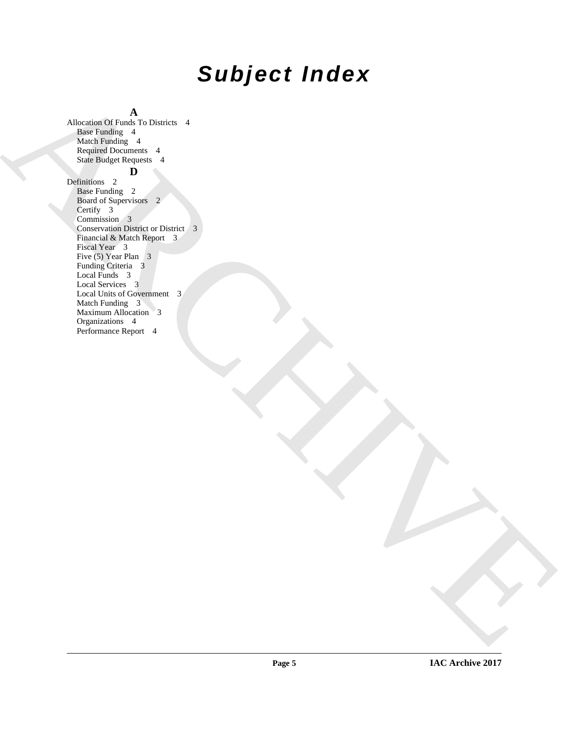# *Subject Index*

**A**

Allocation Of Funds To Districts 4
- Base Funding 4
- Match Funding 4
- Required Documents 4
- State Budget Requests 4

**D**

Definitions 2
- Base Funding 2
- Board of Supervisors 2
- Certify 3
- Commission 3
- Conservation District or District 3
- Financial & Match Report 3
- Fiscal Year 3
- Five (5) Year Plan 3
- Funding Criteria 3
- Local Funds 3
- Local Services 3
- Local Units of Government 3
- Match Funding 3
- Maximum Allocation 3
- Organizations 4
- Performance Report 4